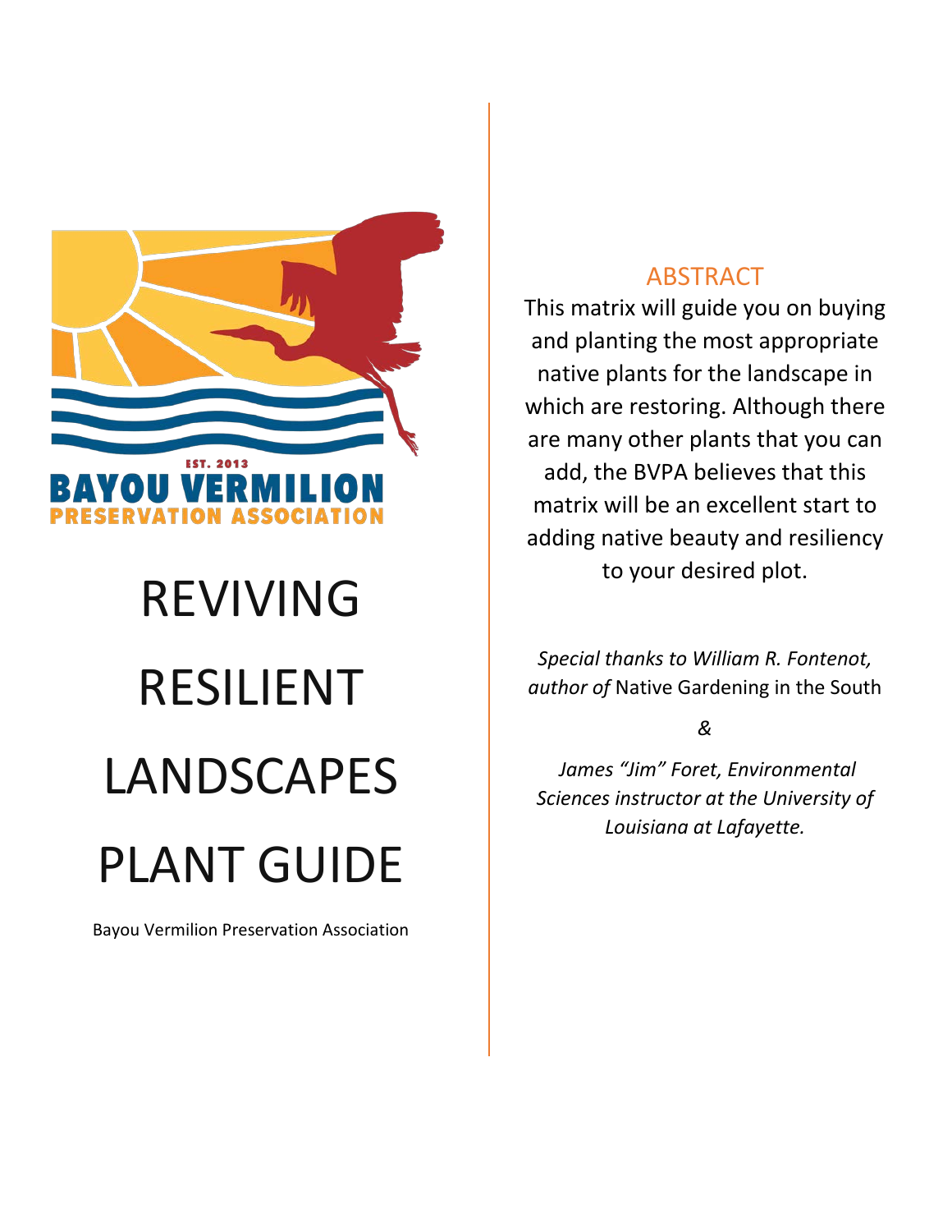EST. 2013

BAYOU VERMILION

PRESERVATION ASSOCIATION

# REVIVING RESILIENT LANDSCAPES PLANT GUIDE

Bayou Vermilion Preservation Association

## ABSTRACT

This matrix will guide you on buying and planting the most appropriate native plants for the landscape in which are restoring. Although there are many other plants that you can add, the BVPA believes that this matrix will be an excellent start to adding native beauty and resiliency to your desired plot.

*Special thanks to William R. Fontenot, author of* Native Gardening in the South

*&*

*James "Jim" Foret, Environmental Sciences instructor at the University of Louisiana at Lafayette.*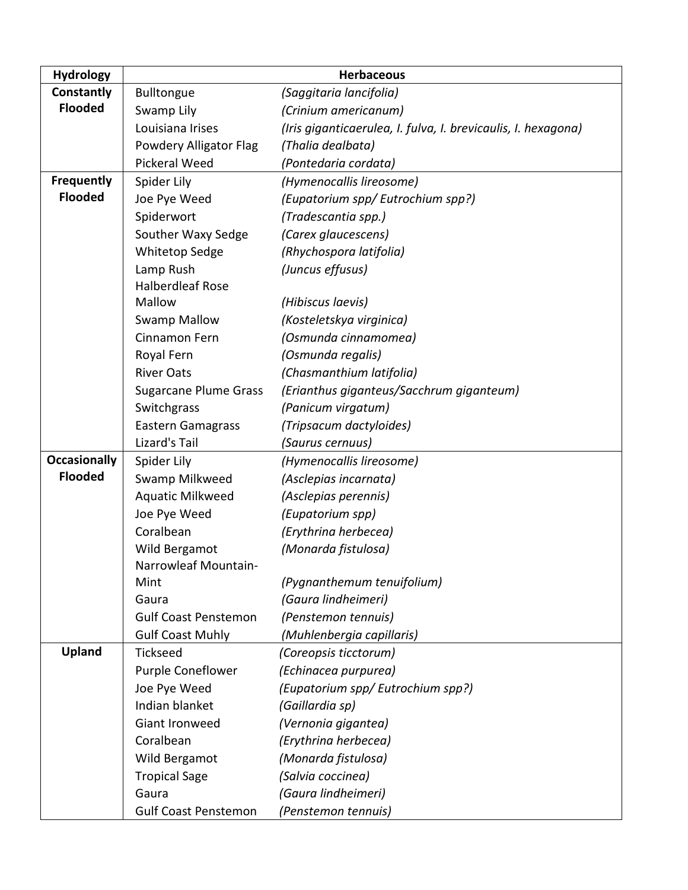| Hydrology | Herbaceous | |
|---|---|---|
| **Constantly Flooded** | Bulltongue | *(Saggitaria lancifolia)* |
| | Swamp Lily | *(Crinium americanum)* |
| | Louisiana Irises | *(Iris giganticaerulea, I. fulva, I. brevicaulis, I. hexagona)* |
| | Powdery Alligator Flag | *(Thalia dealbata)* |
| | Pickeral Weed | *(Pontedaria cordata)* |
| **Frequently Flooded** | Spider Lily | *(Hymenocallis lireosome)* |
| | Joe Pye Weed | *(Eupatorium spp/ Eutrochium spp?)* |
| | Spiderwort | *(Tradescantia spp.)* |
| | Souther Waxy Sedge | *(Carex glaucescens)* |
| | Whitetop Sedge | *(Rhychospora latifolia)* |
| | Lamp Rush | *(Juncus effusus)* |
| | Halberdleaf Rose Mallow | *(Hibiscus laevis)* |
| | Swamp Mallow | *(Kosteletskya virginica)* |
| | Cinnamon Fern | *(Osmunda cinnamomea)* |
| | Royal Fern | *(Osmunda regalis)* |
| | River Oats | *(Chasmanthium latifolia)* |
| | Sugarcane Plume Grass | *(Erianthus giganteus/Sacchrum giganteum)* |
| | Switchgrass | *(Panicum virgatum)* |
| | Eastern Gamagrass | *(Tripsacum dactyloides)* |
| | Lizard's Tail | *(Saurus cernuus)* |
| **Occasionally Flooded** | Spider Lily | *(Hymenocallis lireosome)* |
| | Swamp Milkweed | *(Asclepias incarnata)* |
| | Aquatic Milkweed | *(Asclepias perennis)* |
| | Joe Pye Weed | *(Eupatorium spp)* |
| | Coralbean | *(Erythrina herbecea)* |
| | Wild Bergamot | *(Monarda fistulosa)* |
| | Narrowleaf Mountain-Mint | *(Pygnanthemum tenuifolium)* |
| | Gaura | *(Gaura lindheimeri)* |
| | Gulf Coast Penstemon | *(Penstemon tennuis)* |
| | Gulf Coast Muhly | *(Muhlenbergia capillaris)* |
| **Upland** | Tickseed | *(Coreopsis ticctorum)* |
| | Purple Coneflower | *(Echinacea purpurea)* |
| | Joe Pye Weed | *(Eupatorium spp/ Eutrochium spp?)* |
| | Indian blanket | *(Gaillardia sp)* |
| | Giant Ironweed | *(Vernonia gigantea)* |
| | Coralbean | *(Erythrina herbecea)* |
| | Wild Bergamot | *(Monarda fistulosa)* |
| | Tropical Sage | *(Salvia coccinea)* |
| | Gaura | *(Gaura lindheimeri)* |
| | Gulf Coast Penstemon | *(Penstemon tennuis)* |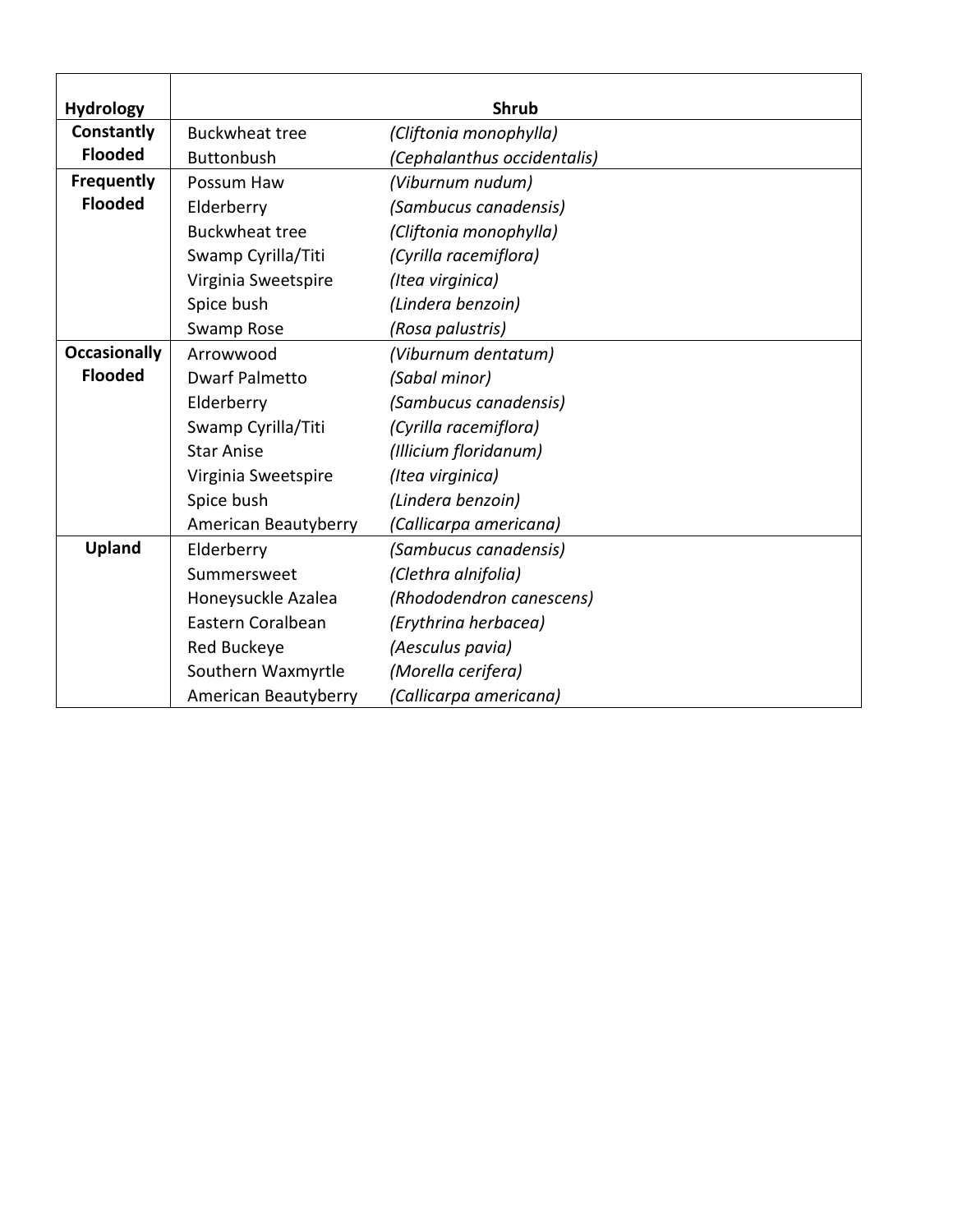| Hydrology | Shrub | |
|---|---|---|
| **Constantly Flooded** | Buckwheat tree | *(Cliftonia monophylla)* |
| | Buttonbush | *(Cephalanthus occidentalis)* |
| **Frequently Flooded** | Possum Haw | *(Viburnum nudum)* |
| | Elderberry | *(Sambucus canadensis)* |
| | Buckwheat tree | *(Cliftonia monophylla)* |
| | Swamp Cyrilla/Titi | *(Cyrilla racemiflora)* |
| | Virginia Sweetspire | *(Itea virginica)* |
| | Spice bush | *(Lindera benzoin)* |
| | Swamp Rose | *(Rosa palustris)* |
| **Occasionally Flooded** | Arrowwood | *(Viburnum dentatum)* |
| | Dwarf Palmetto | *(Sabal minor)* |
| | Elderberry | *(Sambucus canadensis)* |
| | Swamp Cyrilla/Titi | *(Cyrilla racemiflora)* |
| | Star Anise | *(Illicium floridanum)* |
| | Virginia Sweetspire | *(Itea virginica)* |
| | Spice bush | *(Lindera benzoin)* |
| | American Beautyberry | *(Callicarpa americana)* |
| **Upland** | Elderberry | *(Sambucus canadensis)* |
| | Summersweet | *(Clethra alnifolia)* |
| | Honeysuckle Azalea | *(Rhododendron canescens)* |
| | Eastern Coralbean | *(Erythrina herbacea)* |
| | Red Buckeye | *(Aesculus pavia)* |
| | Southern Waxmyrtle | *(Morella cerifera)* |
| | American Beautyberry | *(Callicarpa americana)* |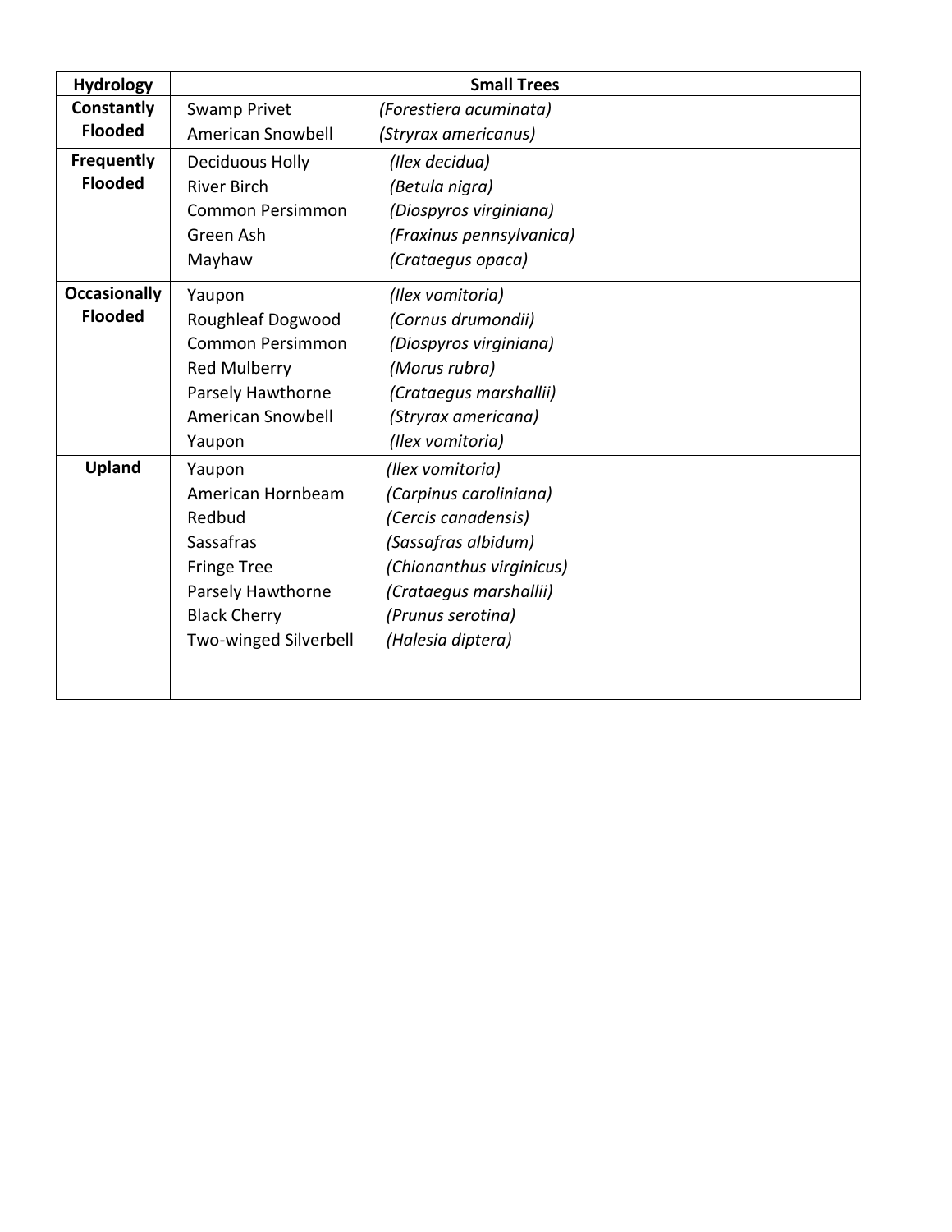| Hydrology | Small Trees | |
|---|---|---|
| **Constantly Flooded** | Swamp Privet | *(Forestiera acuminata)* |
| | American Snowbell | *(Stryrax americanus)* |
| **Frequently Flooded** | Deciduous Holly | *(Ilex decidua)* |
| | River Birch | *(Betula nigra)* |
| | Common Persimmon | *(Diospyros virginiana)* |
| | Green Ash | *(Fraxinus pennsylvanica)* |
| | Mayhaw | *(Crataegus opaca)* |
| **Occasionally Flooded** | Yaupon | *(Ilex vomitoria)* |
| | Roughleaf Dogwood | *(Cornus drumondii)* |
| | Common Persimmon | *(Diospyros virginiana)* |
| | Red Mulberry | *(Morus rubra)* |
| | Parsely Hawthorne | *(Crataegus marshallii)* |
| | American Snowbell | *(Stryrax americana)* |
| | Yaupon | *(Ilex vomitoria)* |
| **Upland** | Yaupon | *(Ilex vomitoria)* |
| | American Hornbeam | *(Carpinus caroliniana)* |
| | Redbud | *(Cercis canadensis)* |
| | Sassafras | *(Sassafras albidum)* |
| | Fringe Tree | *(Chionanthus virginicus)* |
| | Parsely Hawthorne | *(Crataegus marshallii)* |
| | Black Cherry | *(Prunus serotina)* |
| | Two-winged Silverbell | *(Halesia diptera)* |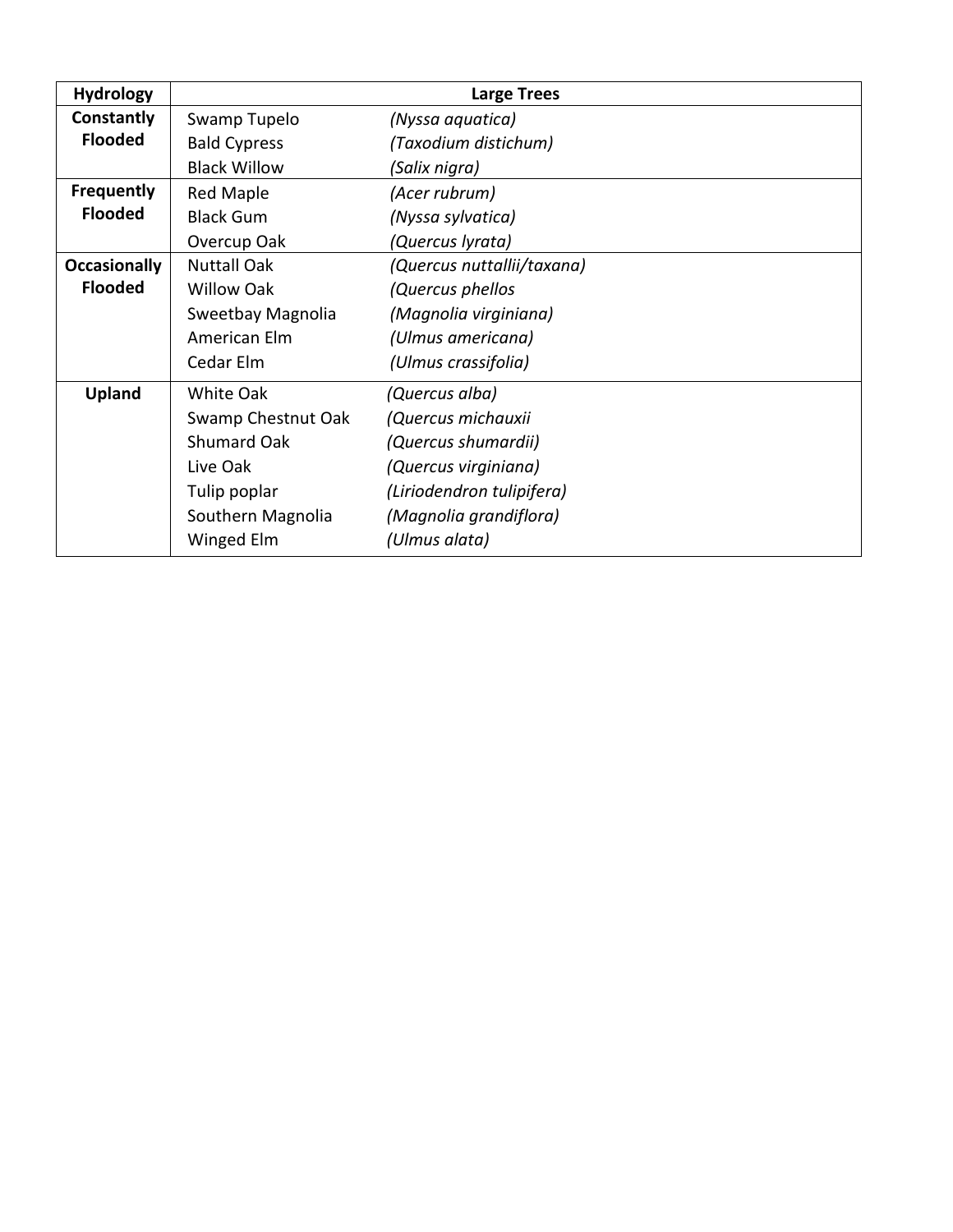| Hydrology | Large Trees | |
|---|---|---|
| **Constantly Flooded** | Swamp Tupelo | *(Nyssa aquatica)* |
| | Bald Cypress | *(Taxodium distichum)* |
| | Black Willow | *(Salix nigra)* |
| **Frequently Flooded** | Red Maple | *(Acer rubrum)* |
| | Black Gum | *(Nyssa sylvatica)* |
| | Overcup Oak | *(Quercus lyrata)* |
| **Occasionally Flooded** | Nuttall Oak | *(Quercus nuttallii/taxana)* |
| | Willow Oak | *(Quercus phellos* |
| | Sweetbay Magnolia | *(Magnolia virginiana)* |
| | American Elm | *(Ulmus americana)* |
| | Cedar Elm | *(Ulmus crassifolia)* |
| **Upland** | White Oak | *(Quercus alba)* |
| | Swamp Chestnut Oak | *(Quercus michauxii* |
| | Shumard Oak | *(Quercus shumardii)* |
| | Live Oak | *(Quercus virginiana)* |
| | Tulip poplar | *(Liriodendron tulipifera)* |
| | Southern Magnolia | *(Magnolia grandiflora)* |
| | Winged Elm | *(Ulmus alata)* |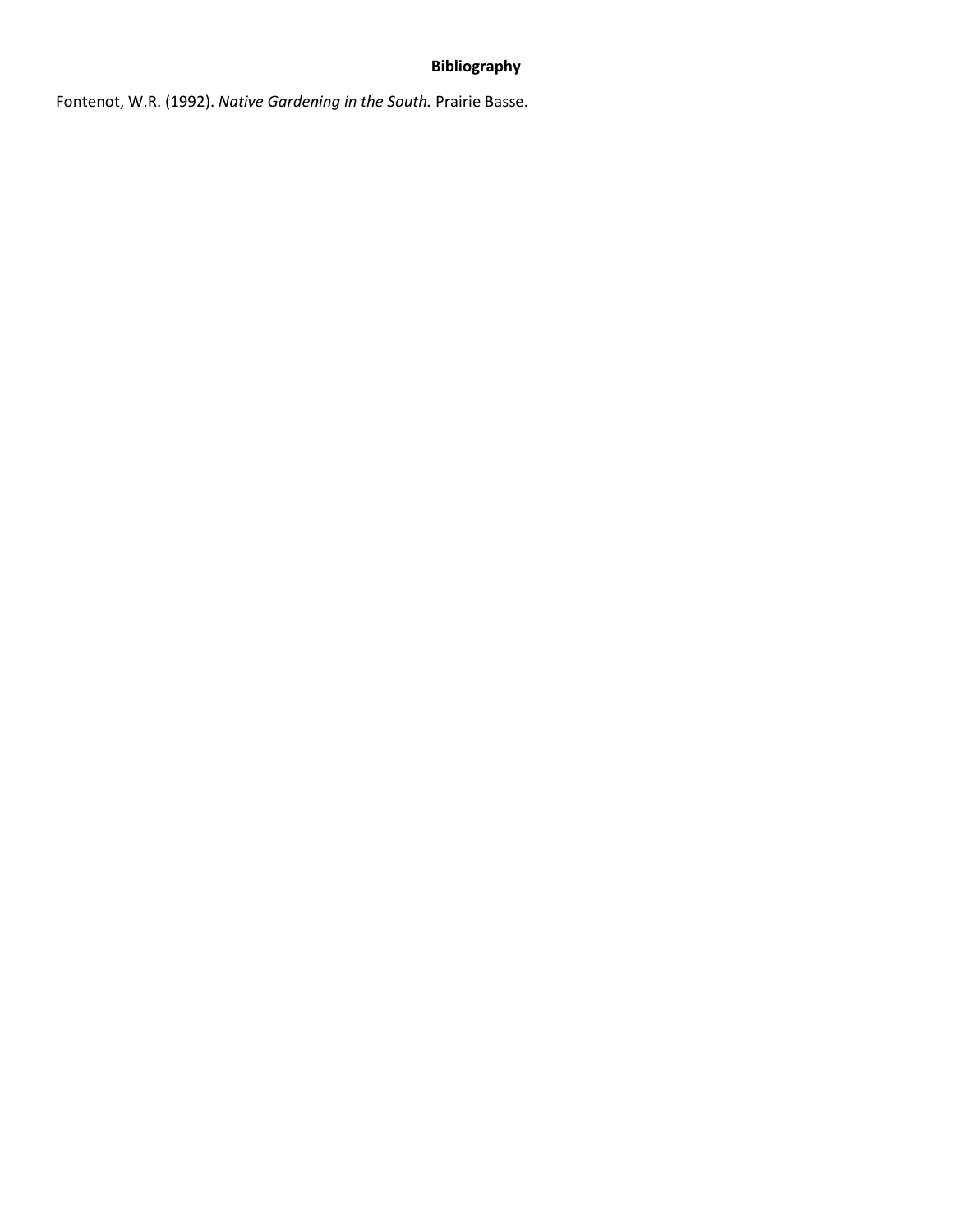**Bibliography**

Fontenot, W.R. (1992). *Native Gardening in the South.* Prairie Basse.